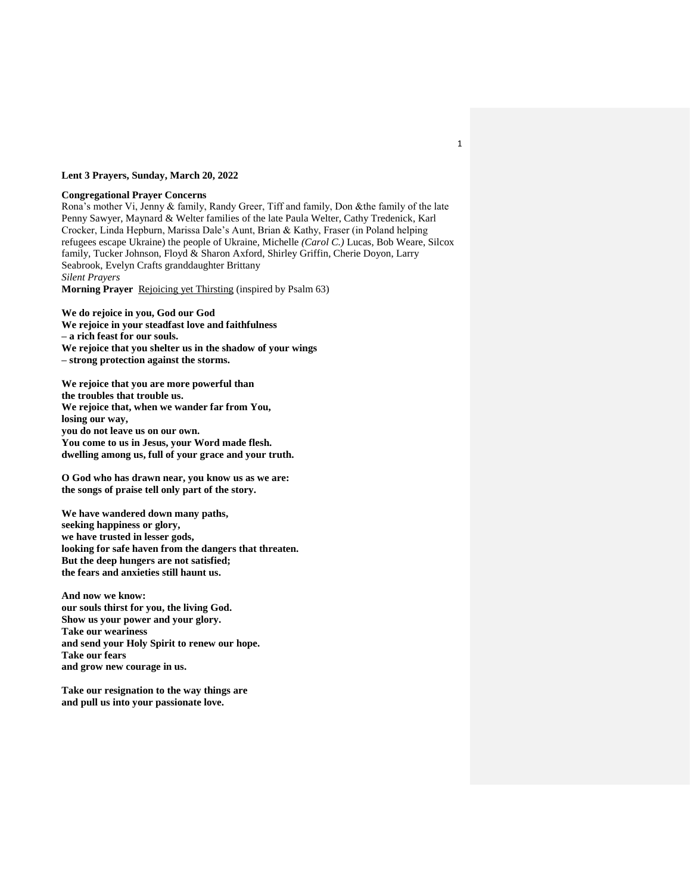**Lent 3 Prayers, Sunday, March 20, 2022**

**Congregational Prayer Concerns**

Rona's mother Vi, Jenny & family, Randy Greer, Tiff and family, Don &the family of the late Penny Sawyer, Maynard & Welter families of the late Paula Welter, Cathy Tredenick, Karl Crocker, Linda Hepburn, Marissa Dale's Aunt, Brian & Kathy, Fraser (in Poland helping refugees escape Ukraine) the people of Ukraine, Michelle *(Carol C.)* Lucas, Bob Weare, Silcox family, Tucker Johnson, Floyd & Sharon Axford, Shirley Griffin, Cherie Doyon, Larry Seabrook, Evelyn Crafts granddaughter Brittany

*Silent Prayers*

**Morning Prayer** Rejoicing yet Thirsting (inspired by Psalm 63)

**We do rejoice in you, God our God**
**We rejoice in your steadfast love and faithfulness**
**– a rich feast for our souls.**
**We rejoice that you shelter us in the shadow of your wings**
**– strong protection against the storms.**

**We rejoice that you are more powerful than**
**the troubles that trouble us.**
**We rejoice that, when we wander far from You,**
**losing our way,**
**you do not leave us on our own.**
**You come to us in Jesus, your Word made flesh.**
**dwelling among us, full of your grace and your truth.**

**O God who has drawn near, you know us as we are:**
**the songs of praise tell only part of the story.**

**We have wandered down many paths,**
**seeking happiness or glory,**
**we have trusted in lesser gods,**
**looking for safe haven from the dangers that threaten.**
**But the deep hungers are not satisfied;**
**the fears and anxieties still haunt us.**

**And now we know:**
**our souls thirst for you, the living God.**
**Show us your power and your glory.**
**Take our weariness**
**and send your Holy Spirit to renew our hope.**
**Take our fears**
**and grow new courage in us.**

**Take our resignation to the way things are**
**and pull us into your passionate love.**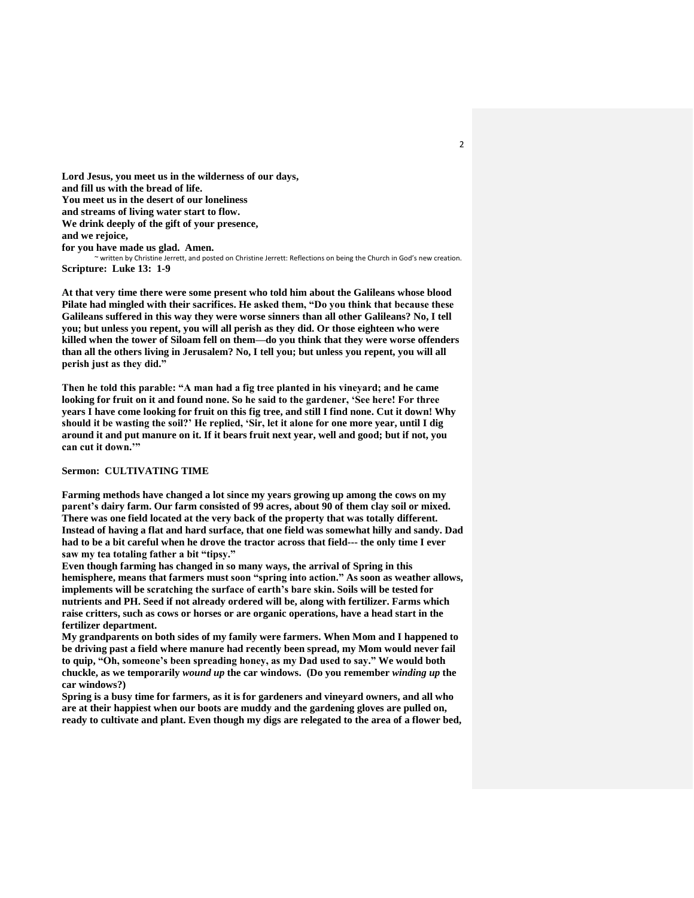**Lord Jesus, you meet us in the wilderness of our days,**
**and fill us with the bread of life.**
**You meet us in the desert of our loneliness**
**and streams of living water start to flow.**
**We drink deeply of the gift of your presence,**
**and we rejoice,**
**for you have made us glad. Amen.**

~ written by Christine Jerrett, and posted on Christine Jerrett: Reflections on being the Church in God's new creation.

**Scripture: Luke 13: 1-9**

**At that very time there were some present who told him about the Galileans whose blood Pilate had mingled with their sacrifices. He asked them, "Do you think that because these Galileans suffered in this way they were worse sinners than all other Galileans? No, I tell you; but unless you repent, you will all perish as they did. Or those eighteen who were killed when the tower of Siloam fell on them—do you think that they were worse offenders than all the others living in Jerusalem? No, I tell you; but unless you repent, you will all perish just as they did."**

**Then he told this parable: "A man had a fig tree planted in his vineyard; and he came looking for fruit on it and found none. So he said to the gardener, 'See here! For three years I have come looking for fruit on this fig tree, and still I find none. Cut it down! Why should it be wasting the soil?' He replied, 'Sir, let it alone for one more year, until I dig around it and put manure on it. If it bears fruit next year, well and good; but if not, you can cut it down.'"**

**Sermon: CULTIVATING TIME**

**Farming methods have changed a lot since my years growing up among the cows on my parent's dairy farm. Our farm consisted of 99 acres, about 90 of them clay soil or mixed. There was one field located at the very back of the property that was totally different. Instead of having a flat and hard surface, that one field was somewhat hilly and sandy. Dad had to be a bit careful when he drove the tractor across that field--- the only time I ever saw my tea totaling father a bit "tipsy."**

**Even though farming has changed in so many ways, the arrival of Spring in this hemisphere, means that farmers must soon "spring into action." As soon as weather allows, implements will be scratching the surface of earth's bare skin. Soils will be tested for nutrients and PH. Seed if not already ordered will be, along with fertilizer. Farms which raise critters, such as cows or horses or are organic operations, have a head start in the fertilizer department.**

**My grandparents on both sides of my family were farmers. When Mom and I happened to be driving past a field where manure had recently been spread, my Mom would never fail to quip, "Oh, someone's been spreading honey, as my Dad used to say." We would both chuckle, as we temporarily *wound up* the car windows. (Do you remember *winding up* the car windows?)**

**Spring is a busy time for farmers, as it is for gardeners and vineyard owners, and all who are at their happiest when our boots are muddy and the gardening gloves are pulled on, ready to cultivate and plant. Even though my digs are relegated to the area of a flower bed,**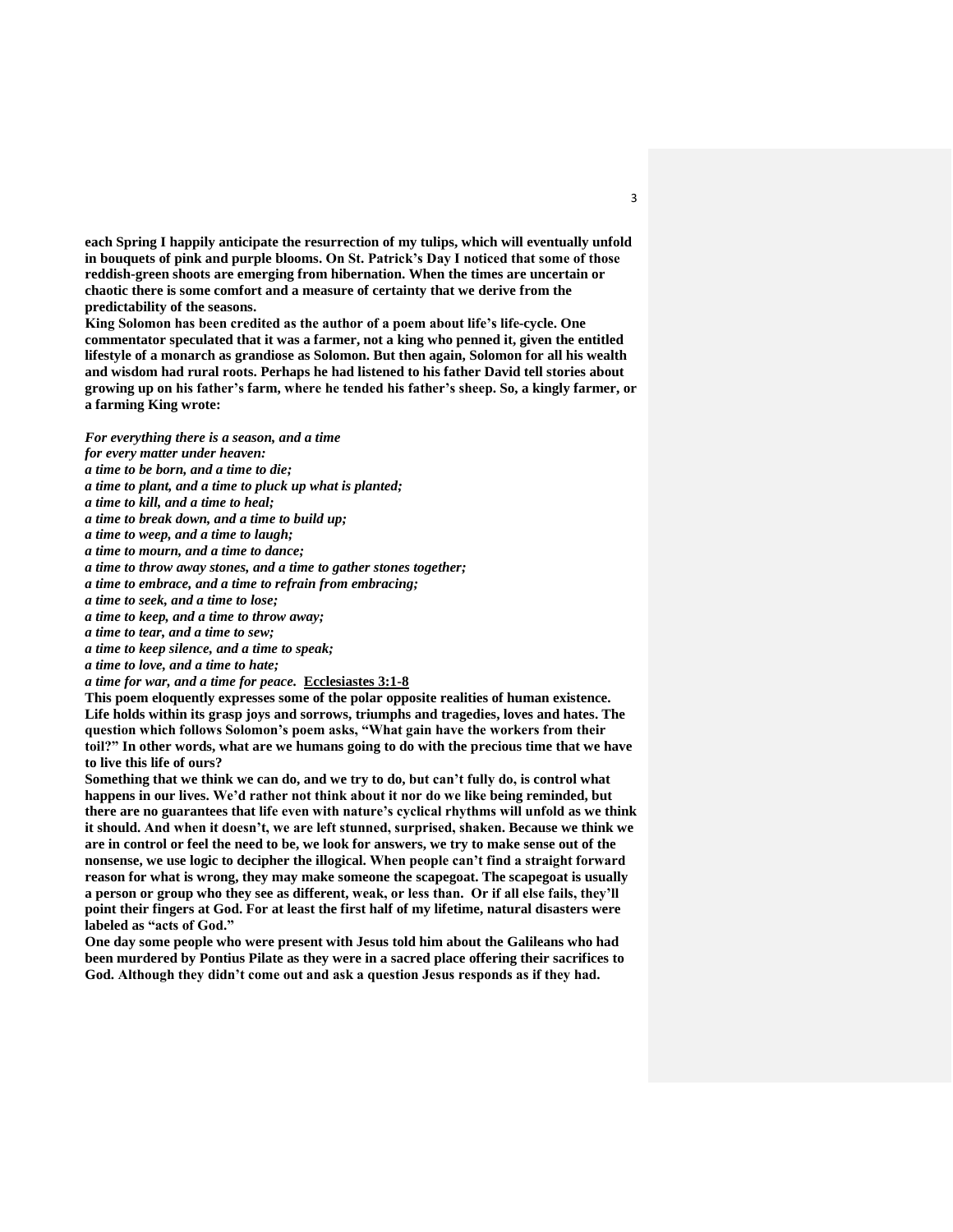**each Spring I happily anticipate the resurrection of my tulips, which will eventually unfold in bouquets of pink and purple blooms. On St. Patrick's Day I noticed that some of those reddish-green shoots are emerging from hibernation. When the times are uncertain or chaotic there is some comfort and a measure of certainty that we derive from the predictability of the seasons.**

**King Solomon has been credited as the author of a poem about life's life-cycle. One commentator speculated that it was a farmer, not a king who penned it, given the entitled lifestyle of a monarch as grandiose as Solomon. But then again, Solomon for all his wealth and wisdom had rural roots. Perhaps he had listened to his father David tell stories about growing up on his father's farm, where he tended his father's sheep. So, a kingly farmer, or a farming King wrote:**

***For everything there is a season, and a time***
***for every matter under heaven:***
***a time to be born, and a time to die;***
***a time to plant, and a time to pluck up what is planted;***
***a time to kill, and a time to heal;***
***a time to break down, and a time to build up;***
***a time to weep, and a time to laugh;***
***a time to mourn, and a time to dance;***
***a time to throw away stones, and a time to gather stones together;***
***a time to embrace, and a time to refrain from embracing;***
***a time to seek, and a time to lose;***
***a time to keep, and a time to throw away;***
***a time to tear, and a time to sew;***
***a time to keep silence, and a time to speak;***
***a time to love, and a time to hate;***
***a time for war, and a time for peace.*** **Ecclesiastes 3:1-8**

**This poem eloquently expresses some of the polar opposite realities of human existence. Life holds within its grasp joys and sorrows, triumphs and tragedies, loves and hates. The question which follows Solomon's poem asks, "What gain have the workers from their toil?" In other words, what are we humans going to do with the precious time that we have to live this life of ours?**

**Something that we think we can do, and we try to do, but can't fully do, is control what happens in our lives. We'd rather not think about it nor do we like being reminded, but there are no guarantees that life even with nature's cyclical rhythms will unfold as we think it should. And when it doesn't, we are left stunned, surprised, shaken. Because we think we are in control or feel the need to be, we look for answers, we try to make sense out of the nonsense, we use logic to decipher the illogical. When people can't find a straight forward reason for what is wrong, they may make someone the scapegoat. The scapegoat is usually a person or group who they see as different, weak, or less than. Or if all else fails, they'll point their fingers at God. For at least the first half of my lifetime, natural disasters were labeled as "acts of God."**

**One day some people who were present with Jesus told him about the Galileans who had been murdered by Pontius Pilate as they were in a sacred place offering their sacrifices to God. Although they didn't come out and ask a question Jesus responds as if they had.**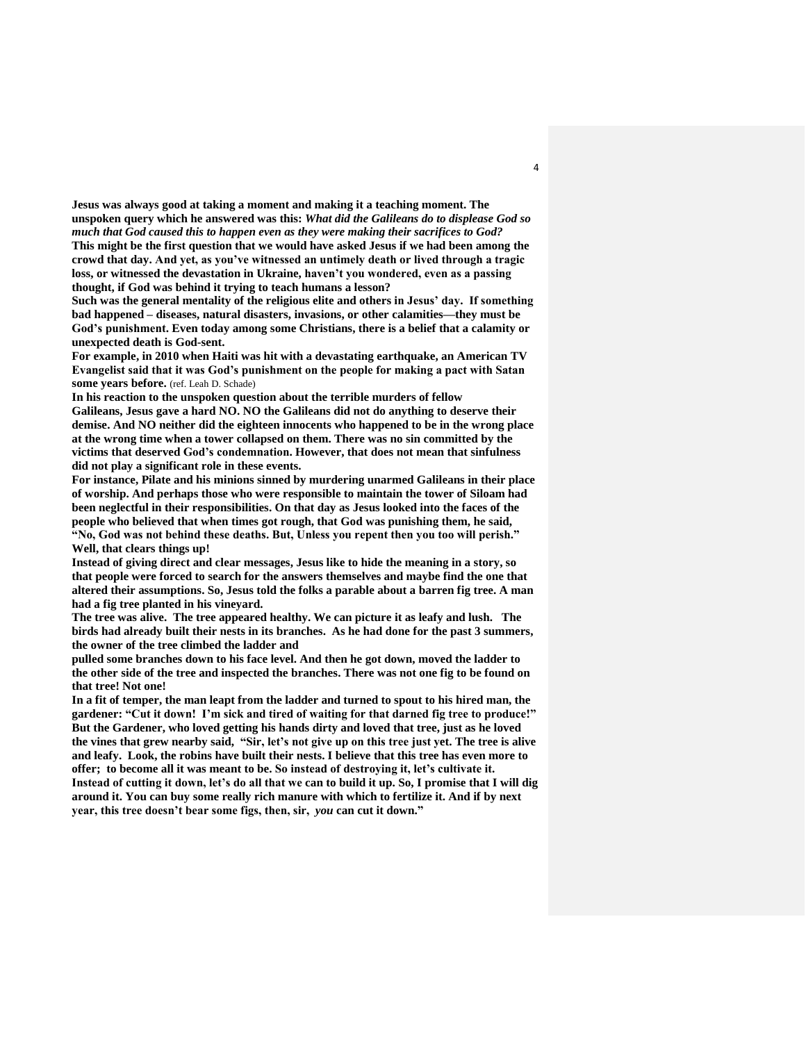**Jesus was always good at taking a moment and making it a teaching moment. The unspoken query which he answered was this:** ***What did the Galileans do to displease God so much that God caused this to happen even as they were making their sacrifices to God?***

**This might be the first question that we would have asked Jesus if we had been among the crowd that day. And yet, as you've witnessed an untimely death or lived through a tragic loss, or witnessed the devastation in Ukraine, haven't you wondered, even as a passing thought, if God was behind it trying to teach humans a lesson?**

**Such was the general mentality of the religious elite and others in Jesus' day. If something bad happened – diseases, natural disasters, invasions, or other calamities—they must be God's punishment. Even today among some Christians, there is a belief that a calamity or unexpected death is God-sent.**

**For example, in 2010 when Haiti was hit with a devastating earthquake, an American TV Evangelist said that it was God's punishment on the people for making a pact with Satan some years before.** (ref. Leah D. Schade)

**In his reaction to the unspoken question about the terrible murders of fellow Galileans, Jesus gave a hard NO. NO the Galileans did not do anything to deserve their demise. And NO neither did the eighteen innocents who happened to be in the wrong place at the wrong time when a tower collapsed on them. There was no sin committed by the victims that deserved God's condemnation. However, that does not mean that sinfulness did not play a significant role in these events.**

**For instance, Pilate and his minions sinned by murdering unarmed Galileans in their place of worship. And perhaps those who were responsible to maintain the tower of Siloam had been neglectful in their responsibilities. On that day as Jesus looked into the faces of the people who believed that when times got rough, that God was punishing them, he said, "No, God was not behind these deaths. But, Unless you repent then you too will perish." Well, that clears things up!**

**Instead of giving direct and clear messages, Jesus like to hide the meaning in a story, so that people were forced to search for the answers themselves and maybe find the one that altered their assumptions. So, Jesus told the folks a parable about a barren fig tree. A man had a fig tree planted in his vineyard.**

**The tree was alive. The tree appeared healthy. We can picture it as leafy and lush. The birds had already built their nests in its branches. As he had done for the past 3 summers, the owner of the tree climbed the ladder and pulled some branches down to his face level. And then he got down, moved the ladder to the other side of the tree and inspected the branches. There was not one fig to be found on that tree! Not one!**

**In a fit of temper, the man leapt from the ladder and turned to spout to his hired man, the gardener: "Cut it down! I'm sick and tired of waiting for that darned fig tree to produce!" But the Gardener, who loved getting his hands dirty and loved that tree, just as he loved the vines that grew nearby said, "Sir, let's not give up on this tree just yet. The tree is alive and leafy. Look, the robins have built their nests. I believe that this tree has even more to offer; to become all it was meant to be. So instead of destroying it, let's cultivate it. Instead of cutting it down, let's do all that we can to build it up. So, I promise that I will dig around it. You can buy some really rich manure with which to fertilize it. And if by next year, this tree doesn't bear some figs, then, sir,** ***you*** **can cut it down."**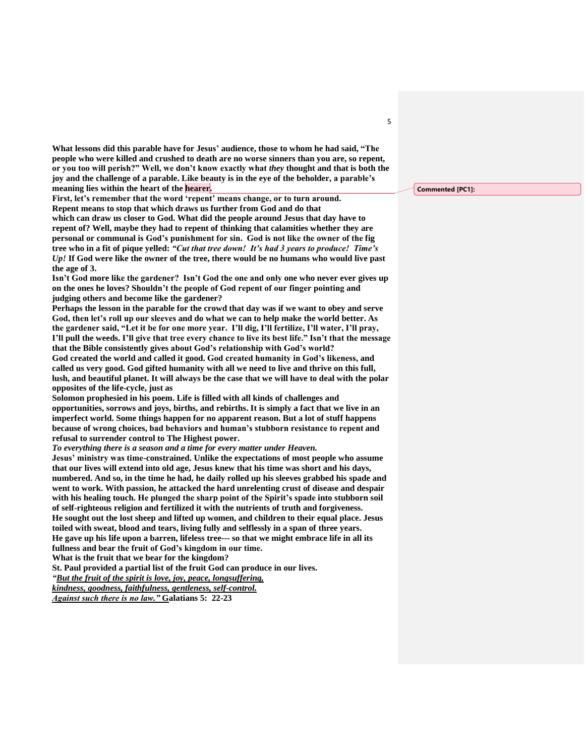**What lessons did this parable have for Jesus' audience, those to whom he had said, "The people who were killed and crushed to death are no worse sinners than you are, so repent, or you too will perish?" Well, we don't know exactly what *they* thought and that is both the joy and the challenge of a parable. Like beauty is in the eye of the beholder, a parable's meaning lies within the heart of the hearer.**

**First, let's remember that the word 'repent' means change, or to turn around. Repent means to stop that which draws us further from God and do that which can draw us closer to God. What did the people around Jesus that day have to repent of? Well, maybe they had to repent of thinking that calamities whether they are personal or communal is God's punishment for sin. God is not like the owner of the fig tree who in a fit of pique yelled: *"Cut that tree down! It's had 3 years to produce! Time's Up!* If God were like the owner of the tree, there would be no humans who would live past the age of 3.**

**Isn't God more like the gardener? Isn't God the one and only one who never ever gives up on the ones he loves? Shouldn't the people of God repent of our finger pointing and judging others and become like the gardener?**

**Perhaps the lesson in the parable for the crowd that day was if we want to obey and serve God, then let's roll up our sleeves and do what we can to help make the world better. As the gardener said, "Let it be for one more year. I'll dig, I'll fertilize, I'll water, I'll pray, I'll pull the weeds. I'll give that tree every chance to live its best life." Isn't that the message that the Bible consistently gives about God's relationship with God's world?**

**God created the world and called it good. God created humanity in God's likeness, and called us very good. God gifted humanity with all we need to live and thrive on this full, lush, and beautiful planet. It will always be the case that we will have to deal with the polar opposites of the life-cycle, just as Solomon prophesied in his poem. Life is filled with all kinds of challenges and opportunities, sorrows and joys, births, and rebirths. It is simply a fact that we live in an imperfect world. Some things happen for no apparent reason. But a lot of stuff happens because of wrong choices, bad behaviors and human's stubborn resistance to repent and refusal to surrender control to The Highest power.**

***To everything there is a season and a time for every matter under Heaven.***

**Jesus' ministry was time-constrained. Unlike the expectations of most people who assume that our lives will extend into old age, Jesus knew that his time was short and his days, numbered. And so, in the time he had, he daily rolled up his sleeves grabbed his spade and went to work. With passion, he attacked the hard unrelenting crust of disease and despair with his healing touch. He plunged the sharp point of the Spirit's spade into stubborn soil of self-righteous religion and fertilized it with the nutrients of truth and forgiveness.**

**He sought out the lost sheep and lifted up women, and children to their equal place. Jesus toiled with sweat, blood and tears, living fully and selflessly in a span of three years.**

**He gave up his life upon a barren, lifeless tree--- so that we might embrace life in all its fullness and bear the fruit of God's kingdom in our time.**

**What is the fruit that we bear for the kingdom?**

**St. Paul provided a partial list of the fruit God can produce in our lives.**

***"But the fruit of the spirit is love, joy, peace, longsuffering, kindness, goodness, faithfulness, gentleness, self-control. Against such there is no law."* Galatians 5: 22-23**

Commented [PC1]: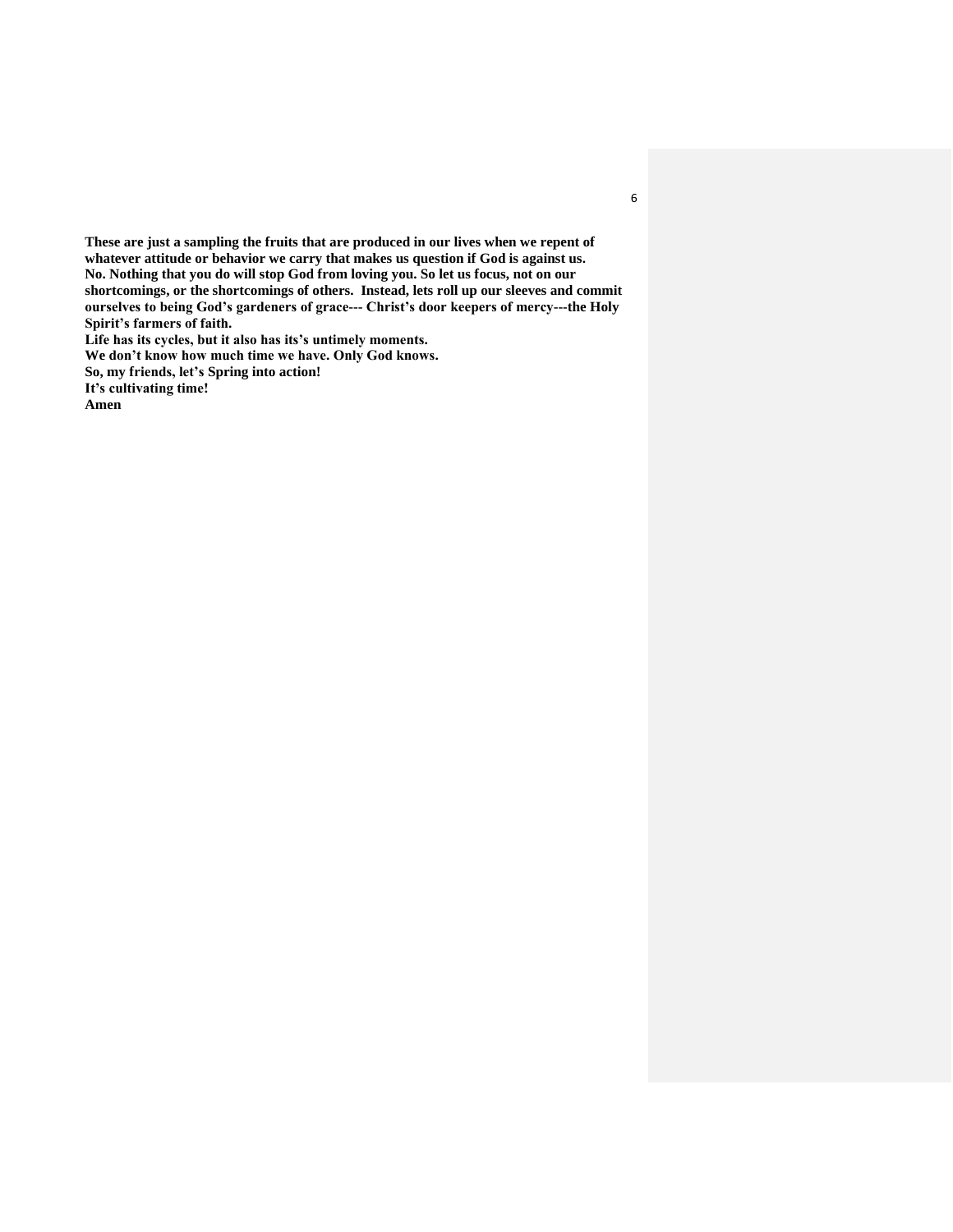**These are just a sampling the fruits that are produced in our lives when we repent of whatever attitude or behavior we carry that makes us question if God is against us.**
**No. Nothing that you do will stop God from loving you. So let us focus, not on our shortcomings, or the shortcomings of others. Instead, lets roll up our sleeves and commit ourselves to being God's gardeners of grace--- Christ's door keepers of mercy---the Holy Spirit's farmers of faith.**
**Life has its cycles, but it also has its's untimely moments.**
**We don't know how much time we have. Only God knows.**
**So, my friends, let's Spring into action!**
**It's cultivating time!**
**Amen**